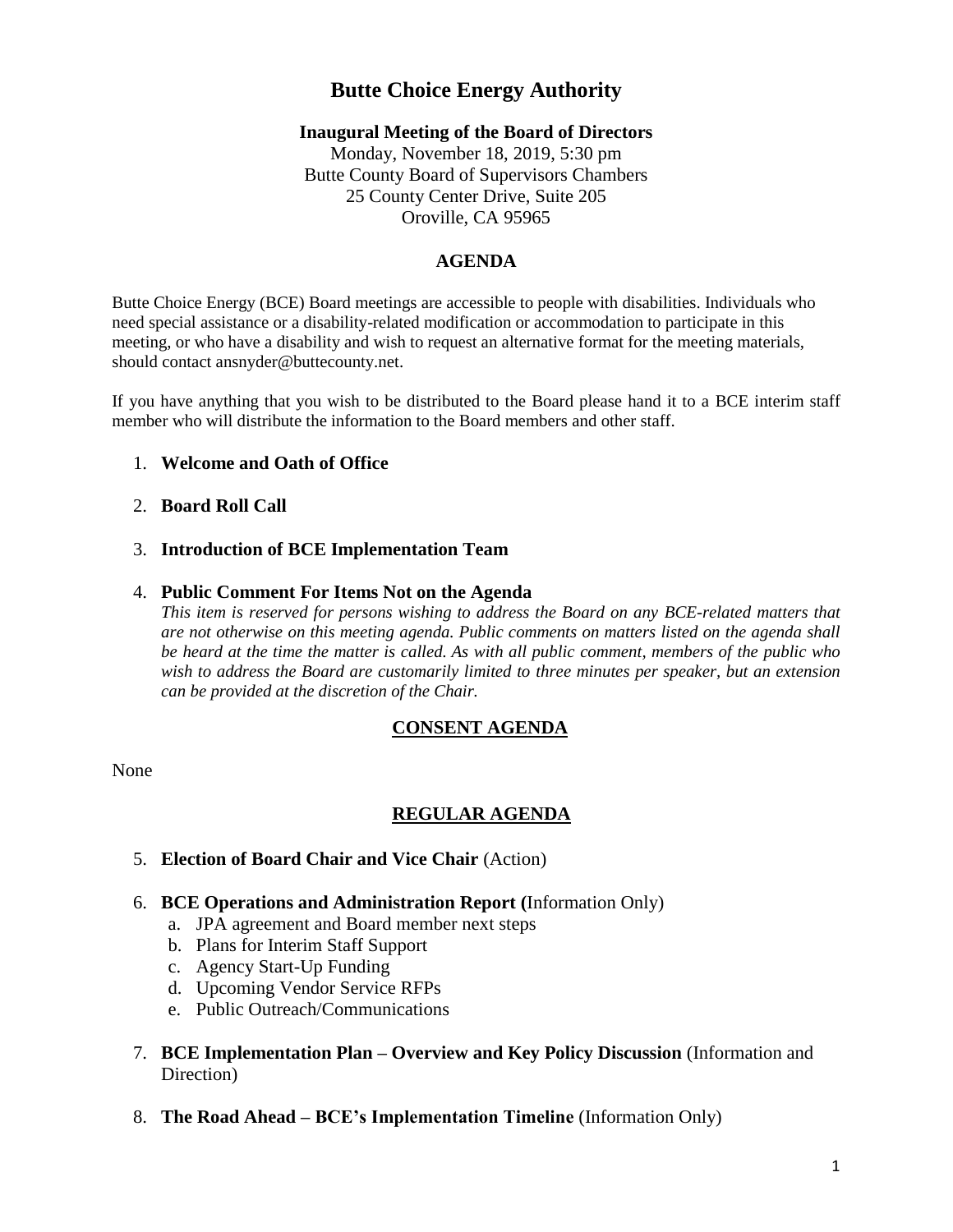# Butte Choice Energy Authority

**Inaugural Meeting of the Board of Directors**

Monday, November 18, 2019, 5:30 pm
Butte County Board of Supervisors Chambers
25 County Center Drive, Suite 205
Oroville, CA 95965

## AGENDA

Butte Choice Energy (BCE) Board meetings are accessible to people with disabilities. Individuals who need special assistance or a disability-related modification or accommodation to participate in this meeting, or who have a disability and wish to request an alternative format for the meeting materials, should contact ansnyder@buttecounty.net.

If you have anything that you wish to be distributed to the Board please hand it to a BCE interim staff member who will distribute the information to the Board members and other staff.

1. **Welcome and Oath of Office**

2. **Board Roll Call**

3. **Introduction of BCE Implementation Team**

4. **Public Comment For Items Not on the Agenda**
   *This item is reserved for persons wishing to address the Board on any BCE-related matters that are not otherwise on this meeting agenda. Public comments on matters listed on the agenda shall be heard at the time the matter is called. As with all public comment, members of the public who wish to address the Board are customarily limited to three minutes per speaker, but an extension can be provided at the discretion of the Chair.*

## CONSENT AGENDA

None

## REGULAR AGENDA

5. **Election of Board Chair and Vice Chair** (Action)

6. **BCE Operations and Administration Report (**Information Only)
   a. JPA agreement and Board member next steps
   b. Plans for Interim Staff Support
   c. Agency Start-Up Funding
   d. Upcoming Vendor Service RFPs
   e. Public Outreach/Communications

7. **BCE Implementation Plan – Overview and Key Policy Discussion** (Information and Direction)

8. **The Road Ahead – BCE's Implementation Timeline** (Information Only)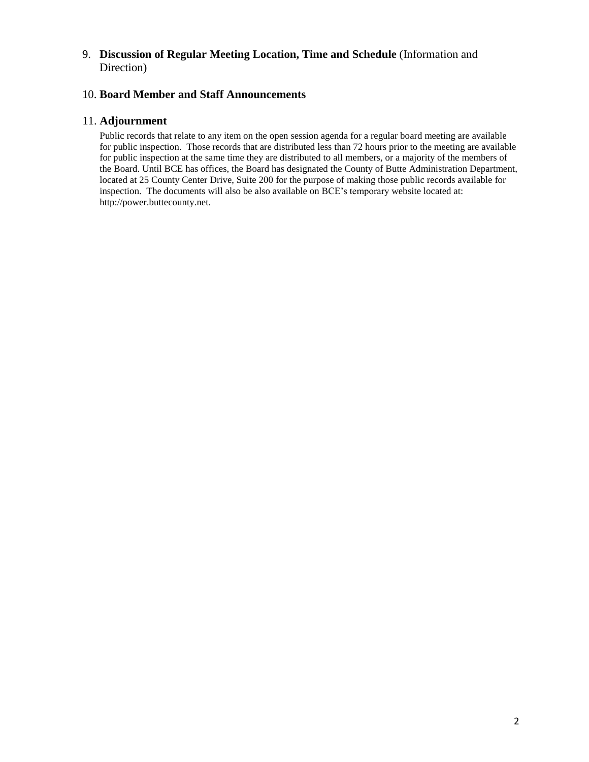9. **Discussion of Regular Meeting Location, Time and Schedule** (Information and Direction)

10. **Board Member and Staff Announcements**

11. **Adjournment**

Public records that relate to any item on the open session agenda for a regular board meeting are available for public inspection. Those records that are distributed less than 72 hours prior to the meeting are available for public inspection at the same time they are distributed to all members, or a majority of the members of the Board. Until BCE has offices, the Board has designated the County of Butte Administration Department, located at 25 County Center Drive, Suite 200 for the purpose of making those public records available for inspection. The documents will also be also available on BCE's temporary website located at: http://power.buttecounty.net.